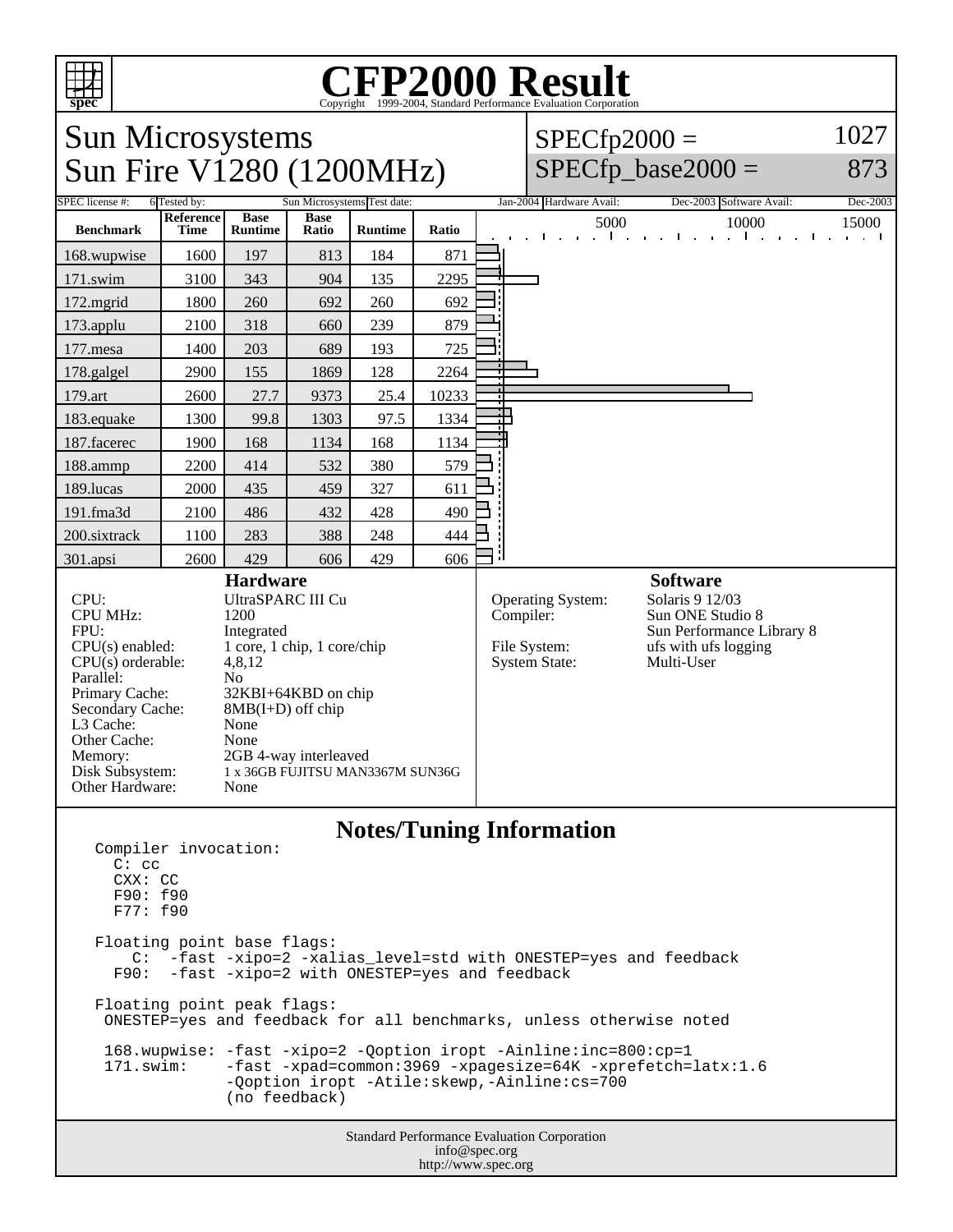# CFP2000 Result

Copyright 1999-2004, Standard Performance Evaluation Corporation

## Sun Microsystems
## Sun Fire V1280 (1200MHz)

SPECfp2000 = 1027
SPECfp_base2000 = 873

| SPEC license #: | 6 | Tested by: | Sun Microsystems | Test date: | Jan-2004 | Hardware Avail: | Dec-2003 | Software Avail: | Dec-2003 |
|---|---|---|---|---|---|---|---|---|---|

| Benchmark | Reference Time | Base Runtime | Base Ratio | Runtime | Ratio |
|---|---|---|---|---|---|
| 168.wupwise | 1600 | 197 | 813 | 184 | 871 |
| 171.swim | 3100 | 343 | 904 | 135 | 2295 |
| 172.mgrid | 1800 | 260 | 692 | 260 | 692 |
| 173.applu | 2100 | 318 | 660 | 239 | 879 |
| 177.mesa | 1400 | 203 | 689 | 193 | 725 |
| 178.galgel | 2900 | 155 | 1869 | 128 | 2264 |
| 179.art | 2600 | 27.7 | 9373 | 25.4 | 10233 |
| 183.equake | 1300 | 99.8 | 1303 | 97.5 | 1334 |
| 187.facerec | 1900 | 168 | 1134 | 168 | 1134 |
| 188.ammp | 2200 | 414 | 532 | 380 | 579 |
| 189.lucas | 2000 | 435 | 459 | 327 | 611 |
| 191.fma3d | 2100 | 486 | 432 | 428 | 490 |
| 200.sixtrack | 1100 | 283 | 388 | 248 | 444 |
| 301.apsi | 2600 | 429 | 606 | 429 | 606 |

### Hardware

| | |
|---|---|
| CPU: | UltraSPARC III Cu |
| CPU MHz: | 1200 |
| FPU: | Integrated |
| CPU(s) enabled: | 1 core, 1 chip, 1 core/chip |
| CPU(s) orderable: | 4,8,12 |
| Parallel: | No |
| Primary Cache: | 32KBI+64KBD on chip |
| Secondary Cache: | 8MB(I+D) off chip |
| L3 Cache: | None |
| Other Cache: | None |
| Memory: | 2GB 4-way interleaved |
| Disk Subsystem: | 1 x 36GB FUJITSU MAN3367M SUN36G |
| Other Hardware: | None |

### Software

| | |
|---|---|
| Operating System: | Solaris 9 12/03 |
| Compiler: | Sun ONE Studio 8<br>Sun Performance Library 8 |
| File System: | ufs with ufs logging |
| System State: | Multi-User |

### Notes/Tuning Information

```
Compiler invocation:
  C: cc
  CXX: CC
  F90: f90
  F77: f90

Floating point base flags:
    C:  -fast -xipo=2 -xalias_level=std with ONESTEP=yes and feedback
  F90:  -fast -xipo=2 with ONESTEP=yes and feedback

Floating point peak flags:
 ONESTEP=yes and feedback for all benchmarks, unless otherwise noted

 168.wupwise: -fast -xipo=2 -Qoption iropt -Ainline:inc=800:cp=1
 171.swim:    -fast -xpad=common:3969 -xpagesize=64K -xprefetch=latx:1.6
              -Qoption iropt -Atile:skewp,-Ainline:cs=700
              (no feedback)
```

Standard Performance Evaluation Corporation
info@spec.org
http://www.spec.org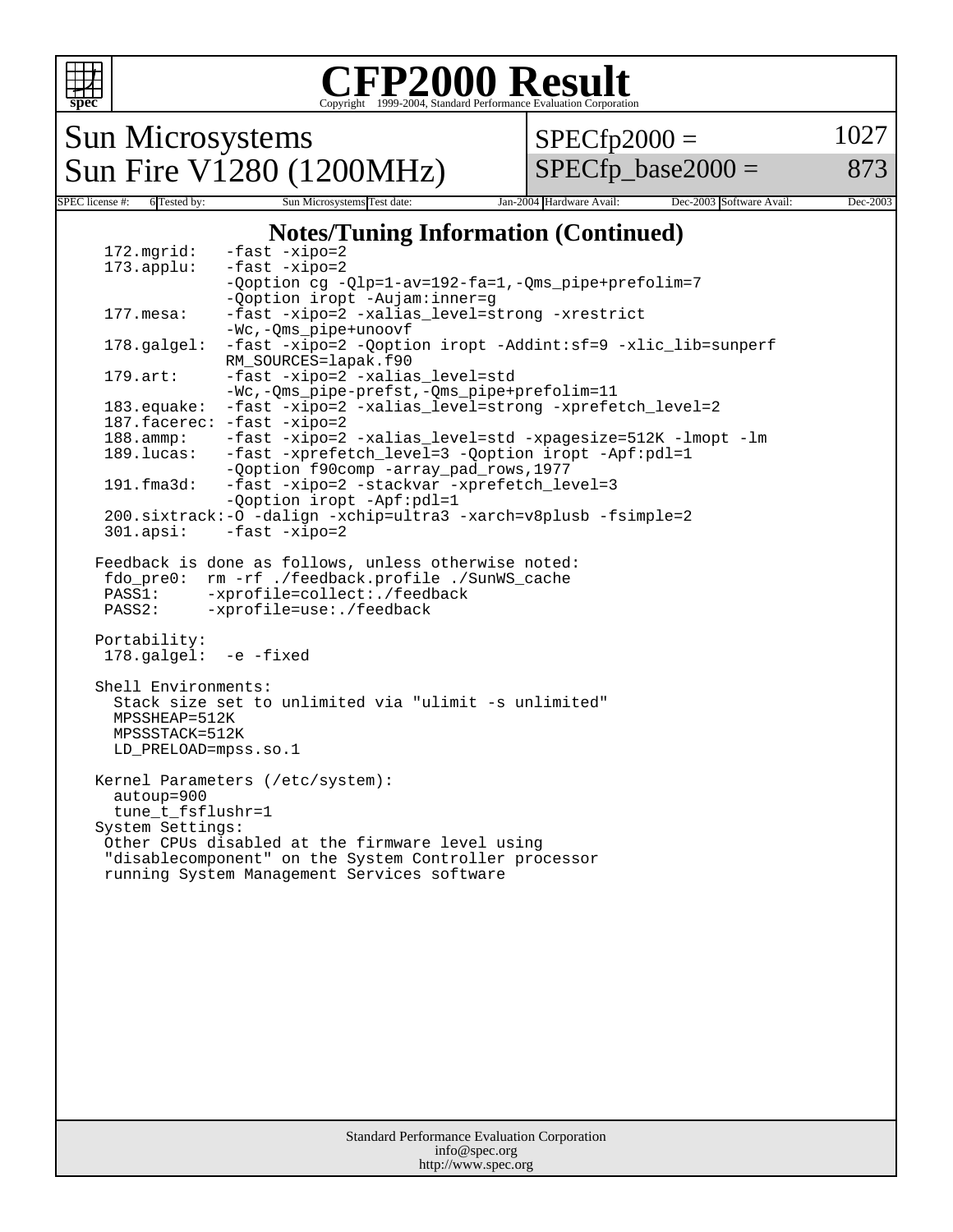# CFP2000 Result

Copyright 1999-2004, Standard Performance Evaluation Corporation

## Sun Microsystems
## Sun Fire V1280 (1200MHz)

SPECfp2000 = 1027

SPECfp_base2000 = 873

| SPEC license #: | 6 | Tested by: | Sun Microsystems | Test date: | Jan-2004 | Hardware Avail: | Dec-2003 | Software Avail: | Dec-2003 |
|---|---|---|---|---|---|---|---|---|---|

### Notes/Tuning Information (Continued)

```
  172.mgrid:   -fast -xipo=2
  173.applu:   -fast -xipo=2
               -Qoption cg -Qlp=1-av=192-fa=1,-Qms_pipe+prefolim=7
               -Qoption iropt -Aujam:inner=g
  177.mesa:    -fast -xipo=2 -xalias_level=strong -xrestrict
               -Wc,-Qms_pipe+unoovf
  178.galgel:  -fast -xipo=2 -Qoption iropt -Addint:sf=9 -xlic_lib=sunperf
               RM_SOURCES=lapak.f90
  179.art:     -fast -xipo=2 -xalias_level=std
               -Wc,-Qms_pipe-prefst,-Qms_pipe+prefolim=11
  183.equake:  -fast -xipo=2 -xalias_level=strong -xprefetch_level=2
  187.facerec: -fast -xipo=2
  188.ammp:    -fast -xipo=2 -xalias_level=std -xpagesize=512K -lmopt -lm
  189.lucas:   -fast -xprefetch_level=3 -Qoption iropt -Apf:pdl=1
               -Qoption f90comp -array_pad_rows,1977
  191.fma3d:   -fast -xipo=2 -stackvar -xprefetch_level=3
               -Qoption iropt -Apf:pdl=1
  200.sixtrack:-O -dalign -xchip=ultra3 -xarch=v8plusb -fsimple=2
  301.apsi:    -fast -xipo=2

Feedback is done as follows, unless otherwise noted:
 fdo_pre0:  rm -rf ./feedback.profile ./SunWS_cache
 PASS1:     -xprofile=collect:./feedback
 PASS2:     -xprofile=use:./feedback

Portability:
 178.galgel:  -e -fixed

Shell Environments:
  Stack size set to unlimited via "ulimit -s unlimited"
  MPSSHEAP=512K
  MPSSSTACK=512K
  LD_PRELOAD=mpss.so.1

Kernel Parameters (/etc/system):
  autoup=900
  tune_t_fsflushr=1
System Settings:
 Other CPUs disabled at the firmware level using
 "disablecomponent" on the System Controller processor
 running System Management Services software
```

Standard Performance Evaluation Corporation
info@spec.org
http://www.spec.org